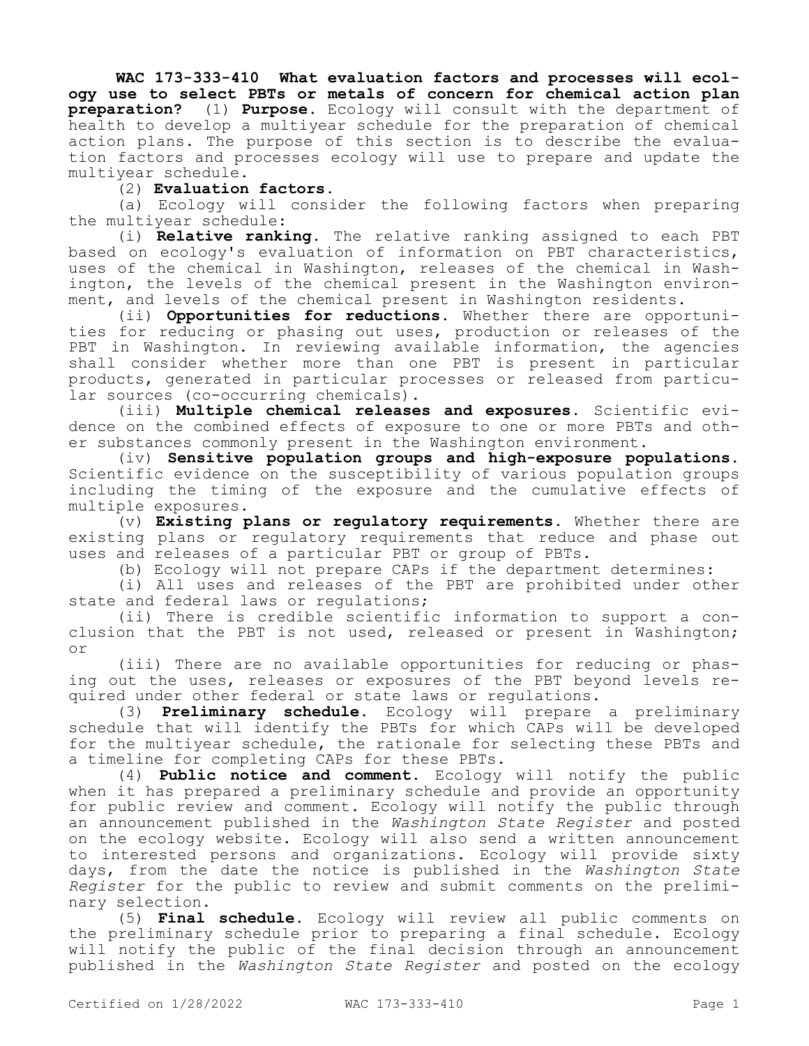**WAC 173-333-410 What evaluation factors and processes will ecology use to select PBTs or metals of concern for chemical action plan preparation?** (1) **Purpose.** Ecology will consult with the department of health to develop a multiyear schedule for the preparation of chemical action plans. The purpose of this section is to describe the evaluation factors and processes ecology will use to prepare and update the multiyear schedule.

(2) **Evaluation factors.**

(a) Ecology will consider the following factors when preparing the multiyear schedule:

(i) **Relative ranking.** The relative ranking assigned to each PBT based on ecology's evaluation of information on PBT characteristics, uses of the chemical in Washington, releases of the chemical in Washington, the levels of the chemical present in the Washington environment, and levels of the chemical present in Washington residents.

(ii) **Opportunities for reductions.** Whether there are opportunities for reducing or phasing out uses, production or releases of the PBT in Washington. In reviewing available information, the agencies shall consider whether more than one PBT is present in particular products, generated in particular processes or released from particular sources (co-occurring chemicals).

(iii) **Multiple chemical releases and exposures.** Scientific evidence on the combined effects of exposure to one or more PBTs and other substances commonly present in the Washington environment.

(iv) **Sensitive population groups and high-exposure populations.** Scientific evidence on the susceptibility of various population groups including the timing of the exposure and the cumulative effects of multiple exposures.

(v) **Existing plans or regulatory requirements.** Whether there are existing plans or regulatory requirements that reduce and phase out uses and releases of a particular PBT or group of PBTs.

(b) Ecology will not prepare CAPs if the department determines:

(i) All uses and releases of the PBT are prohibited under other state and federal laws or regulations;

(ii) There is credible scientific information to support a conclusion that the PBT is not used, released or present in Washington; or

(iii) There are no available opportunities for reducing or phasing out the uses, releases or exposures of the PBT beyond levels required under other federal or state laws or regulations.

(3) **Preliminary schedule.** Ecology will prepare a preliminary schedule that will identify the PBTs for which CAPs will be developed for the multiyear schedule, the rationale for selecting these PBTs and a timeline for completing CAPs for these PBTs.

(4) **Public notice and comment.** Ecology will notify the public when it has prepared a preliminary schedule and provide an opportunity for public review and comment. Ecology will notify the public through an announcement published in the *Washington State Register* and posted on the ecology website. Ecology will also send a written announcement to interested persons and organizations. Ecology will provide sixty days, from the date the notice is published in the *Washington State Register* for the public to review and submit comments on the preliminary selection.

(5) **Final schedule.** Ecology will review all public comments on the preliminary schedule prior to preparing a final schedule. Ecology will notify the public of the final decision through an announcement published in the *Washington State Register* and posted on the ecology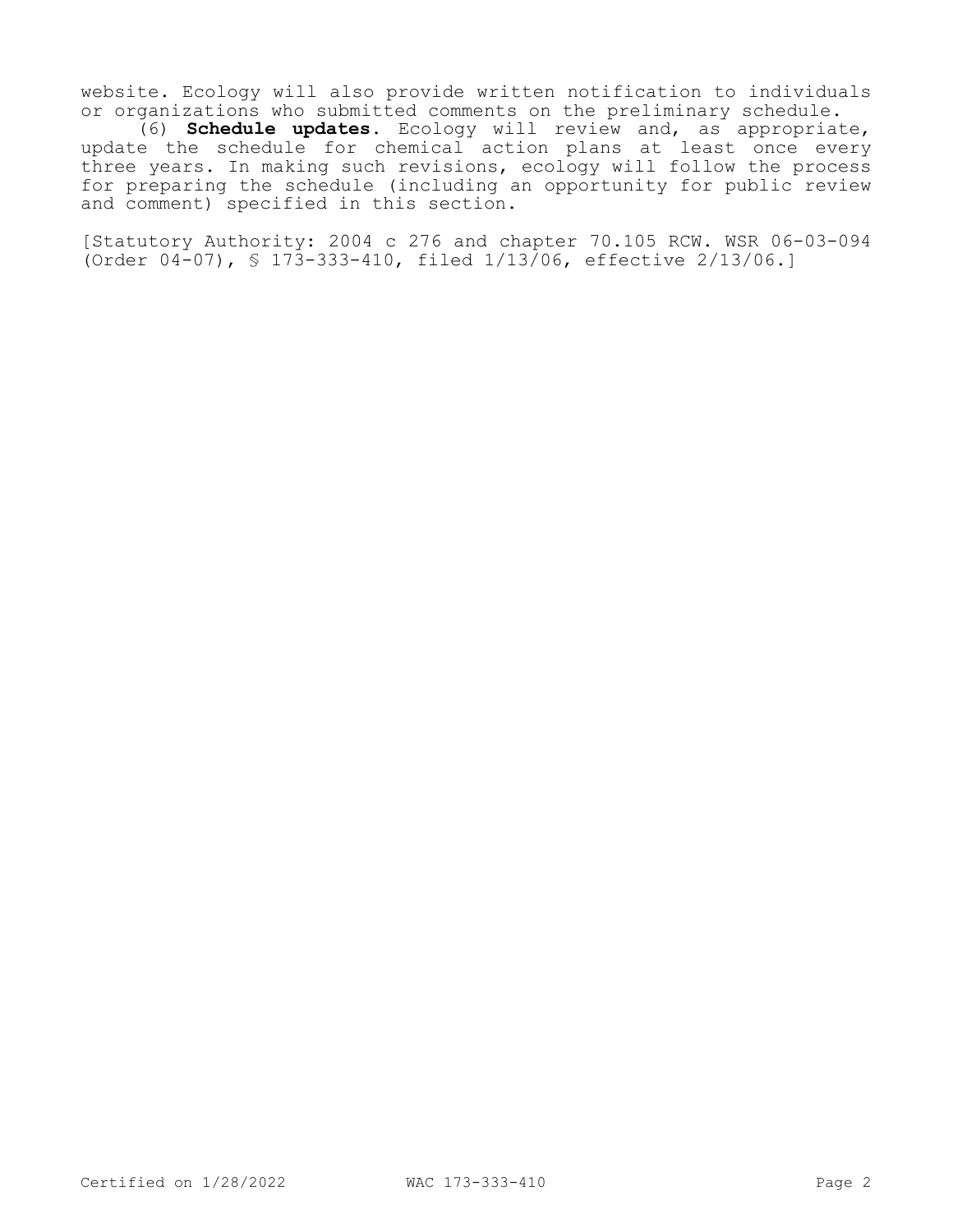website. Ecology will also provide written notification to individuals or organizations who submitted comments on the preliminary schedule.

(6) **Schedule updates**. Ecology will review and, as appropriate, update the schedule for chemical action plans at least once every three years. In making such revisions, ecology will follow the process for preparing the schedule (including an opportunity for public review and comment) specified in this section.

[Statutory Authority: 2004 c 276 and chapter 70.105 RCW. WSR 06-03-094 (Order 04-07), § 173-333-410, filed 1/13/06, effective 2/13/06.]